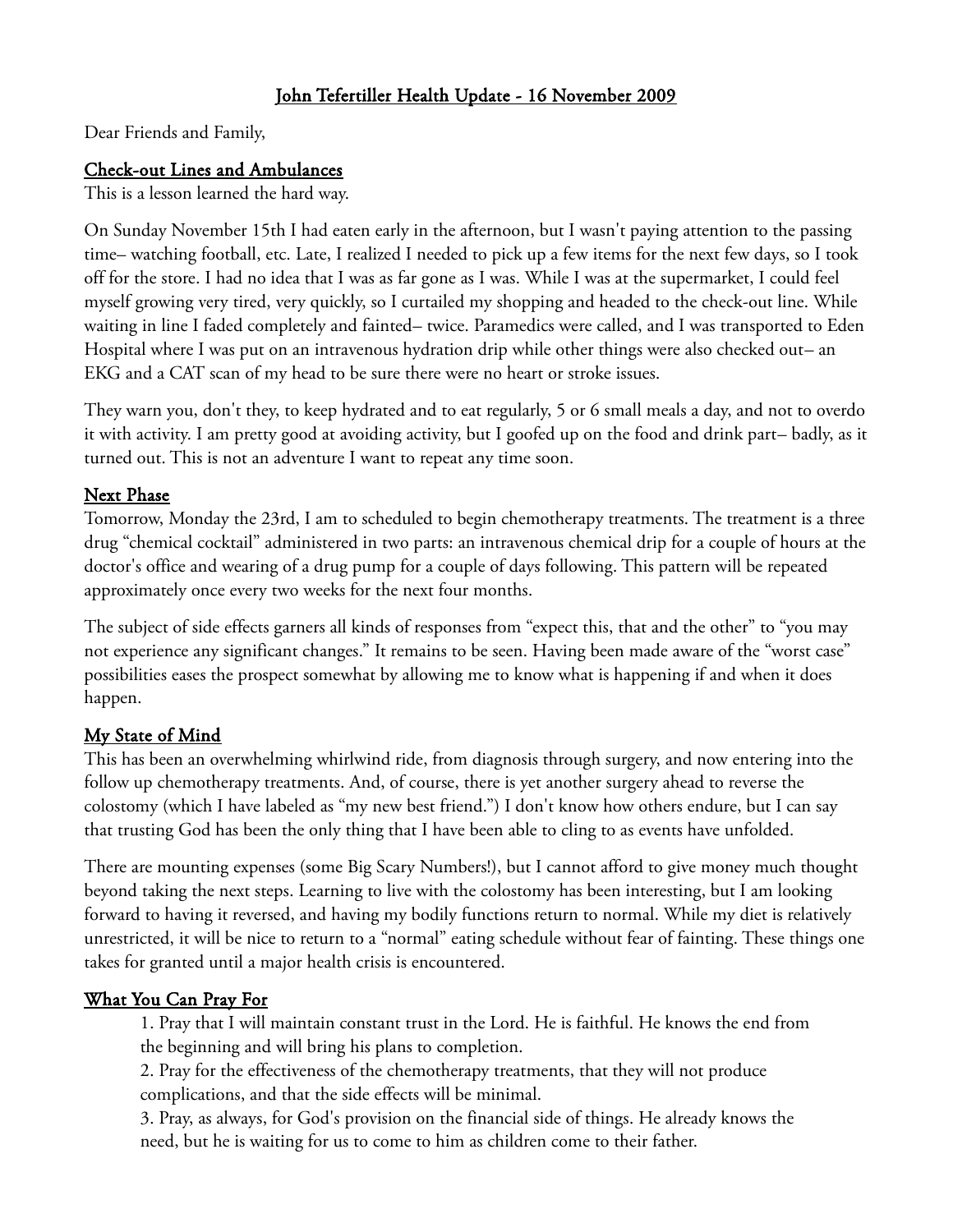# John Tefertiller Health Update - 16 November 2009

Dear Friends and Family,

## Check-out Lines and Ambulances

This is a lesson learned the hard way.

On Sunday November 15th I had eaten early in the afternoon, but I wasn't paying attention to the passing time– watching football, etc. Late, I realized I needed to pick up a few items for the next few days, so I took off for the store. I had no idea that I was as far gone as I was. While I was at the supermarket, I could feel myself growing very tired, very quickly, so I curtailed my shopping and headed to the check-out line. While waiting in line I faded completely and fainted– twice. Paramedics were called, and I was transported to Eden Hospital where I was put on an intravenous hydration drip while other things were also checked out– an EKG and a CAT scan of my head to be sure there were no heart or stroke issues.

They warn you, don't they, to keep hydrated and to eat regularly, 5 or 6 small meals a day, and not to overdo it with activity. I am pretty good at avoiding activity, but I goofed up on the food and drink part– badly, as it turned out. This is not an adventure I want to repeat any time soon.

## Next Phase

Tomorrow, Monday the 23rd, I am to scheduled to begin chemotherapy treatments. The treatment is a three drug "chemical cocktail" administered in two parts: an intravenous chemical drip for a couple of hours at the doctor's office and wearing of a drug pump for a couple of days following. This pattern will be repeated approximately once every two weeks for the next four months.

The subject of side effects garners all kinds of responses from "expect this, that and the other" to "you may not experience any significant changes." It remains to be seen. Having been made aware of the "worst case" possibilities eases the prospect somewhat by allowing me to know what is happening if and when it does happen.

## My State of Mind

This has been an overwhelming whirlwind ride, from diagnosis through surgery, and now entering into the follow up chemotherapy treatments. And, of course, there is yet another surgery ahead to reverse the colostomy (which I have labeled as "my new best friend.") I don't know how others endure, but I can say that trusting God has been the only thing that I have been able to cling to as events have unfolded.

There are mounting expenses (some Big Scary Numbers!), but I cannot afford to give money much thought beyond taking the next steps. Learning to live with the colostomy has been interesting, but I am looking forward to having it reversed, and having my bodily functions return to normal. While my diet is relatively unrestricted, it will be nice to return to a "normal" eating schedule without fear of fainting. These things one takes for granted until a major health crisis is encountered.

## What You Can Pray For

1. Pray that I will maintain constant trust in the Lord. He is faithful. He knows the end from the beginning and will bring his plans to completion.
2. Pray for the effectiveness of the chemotherapy treatments, that they will not produce complications, and that the side effects will be minimal.
3. Pray, as always, for God's provision on the financial side of things. He already knows the need, but he is waiting for us to come to him as children come to their father.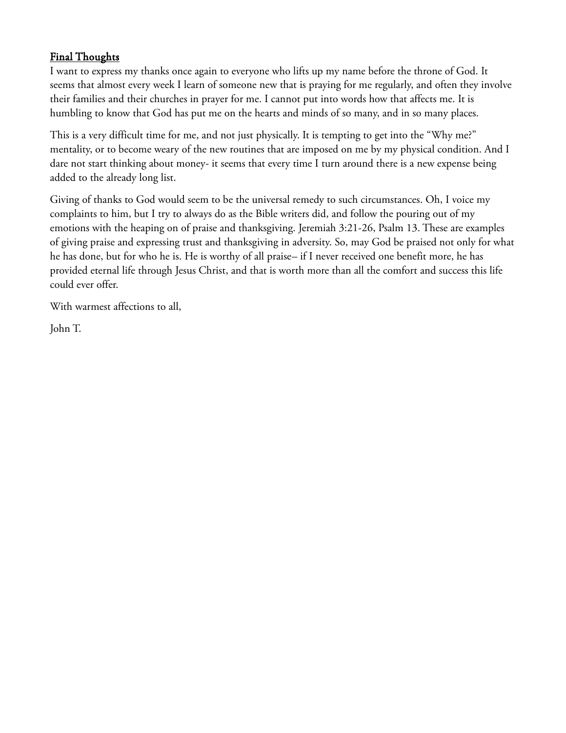## Final Thoughts

I want to express my thanks once again to everyone who lifts up my name before the throne of God. It seems that almost every week I learn of someone new that is praying for me regularly, and often they involve their families and their churches in prayer for me. I cannot put into words how that affects me. It is humbling to know that God has put me on the hearts and minds of so many, and in so many places.

This is a very difficult time for me, and not just physically. It is tempting to get into the "Why me?" mentality, or to become weary of the new routines that are imposed on me by my physical condition. And I dare not start thinking about money- it seems that every time I turn around there is a new expense being added to the already long list.

Giving of thanks to God would seem to be the universal remedy to such circumstances. Oh, I voice my complaints to him, but I try to always do as the Bible writers did, and follow the pouring out of my emotions with the heaping on of praise and thanksgiving. Jeremiah 3:21-26, Psalm 13. These are examples of giving praise and expressing trust and thanksgiving in adversity. So, may God be praised not only for what he has done, but for who he is. He is worthy of all praise– if I never received one benefit more, he has provided eternal life through Jesus Christ, and that is worth more than all the comfort and success this life could ever offer.

With warmest affections to all,

John T.